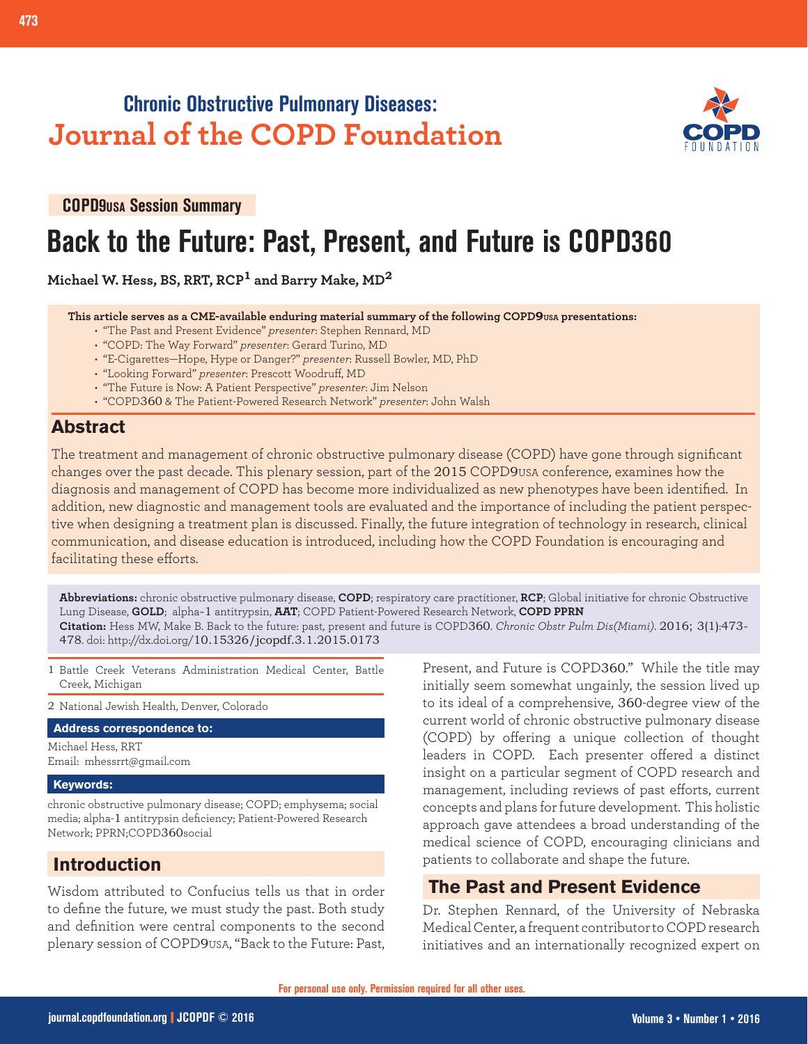Chronic Obstructive Pulmonary Diseases:
**Journal of the COPD Foundation**

**COPD9USA Session Summary**

# Back to the Future: Past, Present, and Future is COPD360

**Michael W. Hess, BS, RRT, RCP[1] and Barry Make, MD[2]**

**This article serves as a CME-available enduring material summary of the following COPD9USA presentations:**

- "The Past and Present Evidence" *presenter*: Stephen Rennard, MD
- "COPD: The Way Forward" *presenter*: Gerard Turino, MD
- "E-Cigarettes—Hope, Hype or Danger?" *presenter*: Russell Bowler, MD, PhD
- "Looking Forward" *presenter*: Prescott Woodruff, MD
- "The Future is Now: A Patient Perspective" *presenter*: Jim Nelson
- "COPD360 & The Patient-Powered Research Network" *presenter*: John Walsh

## Abstract

The treatment and management of chronic obstructive pulmonary disease (COPD) have gone through significant changes over the past decade. This plenary session, part of the 2015 COPD9USA conference, examines how the diagnosis and management of COPD has become more individualized as new phenotypes have been identified. In addition, new diagnostic and management tools are evaluated and the importance of including the patient perspective when designing a treatment plan is discussed. Finally, the future integration of technology in research, clinical communication, and disease education is introduced, including how the COPD Foundation is encouraging and facilitating these efforts.

**Abbreviations:** chronic obstructive pulmonary disease, **COPD**; respiratory care practitioner, **RCP**; Global initiative for chronic Obstructive Lung Disease, **GOLD**; alpha-1 antitrypsin, **AAT**; COPD Patient-Powered Research Network, **COPD PPRN**

**Citation:** Hess MW, Make B. Back to the future: past, present and future is COPD360. *Chronic Obstr Pulm Dis(Miami)*. 2016; 3(1):473-478. doi: http://dx.doi.org/10.15326/jcopdf.3.1.2015.0173

1 Battle Creek Veterans Administration Medical Center, Battle Creek, Michigan

2 National Jewish Health, Denver, Colorado

**Address correspondence to:**

Michael Hess, RRT
Email: mhessrrt@gmail.com

**Keywords:**

chronic obstructive pulmonary disease; COPD; emphysema; social media; alpha-1 antitrypsin deficiency; Patient-Powered Research Network; PPRN;COPD360social

## Introduction

Wisdom attributed to Confucius tells us that in order to define the future, we must study the past. Both study and definition were central components to the second plenary session of COPD9USA, "Back to the Future: Past, Present, and Future is COPD360." While the title may initially seem somewhat ungainly, the session lived up to its ideal of a comprehensive, 360-degree view of the current world of chronic obstructive pulmonary disease (COPD) by offering a unique collection of thought leaders in COPD. Each presenter offered a distinct insight on a particular segment of COPD research and management, including reviews of past efforts, current concepts and plans for future development. This holistic approach gave attendees a broad understanding of the medical science of COPD, encouraging clinicians and patients to collaborate and shape the future.

## The Past and Present Evidence

Dr. Stephen Rennard, of the University of Nebraska Medical Center, a frequent contributor to COPD research initiatives and an internationally recognized expert on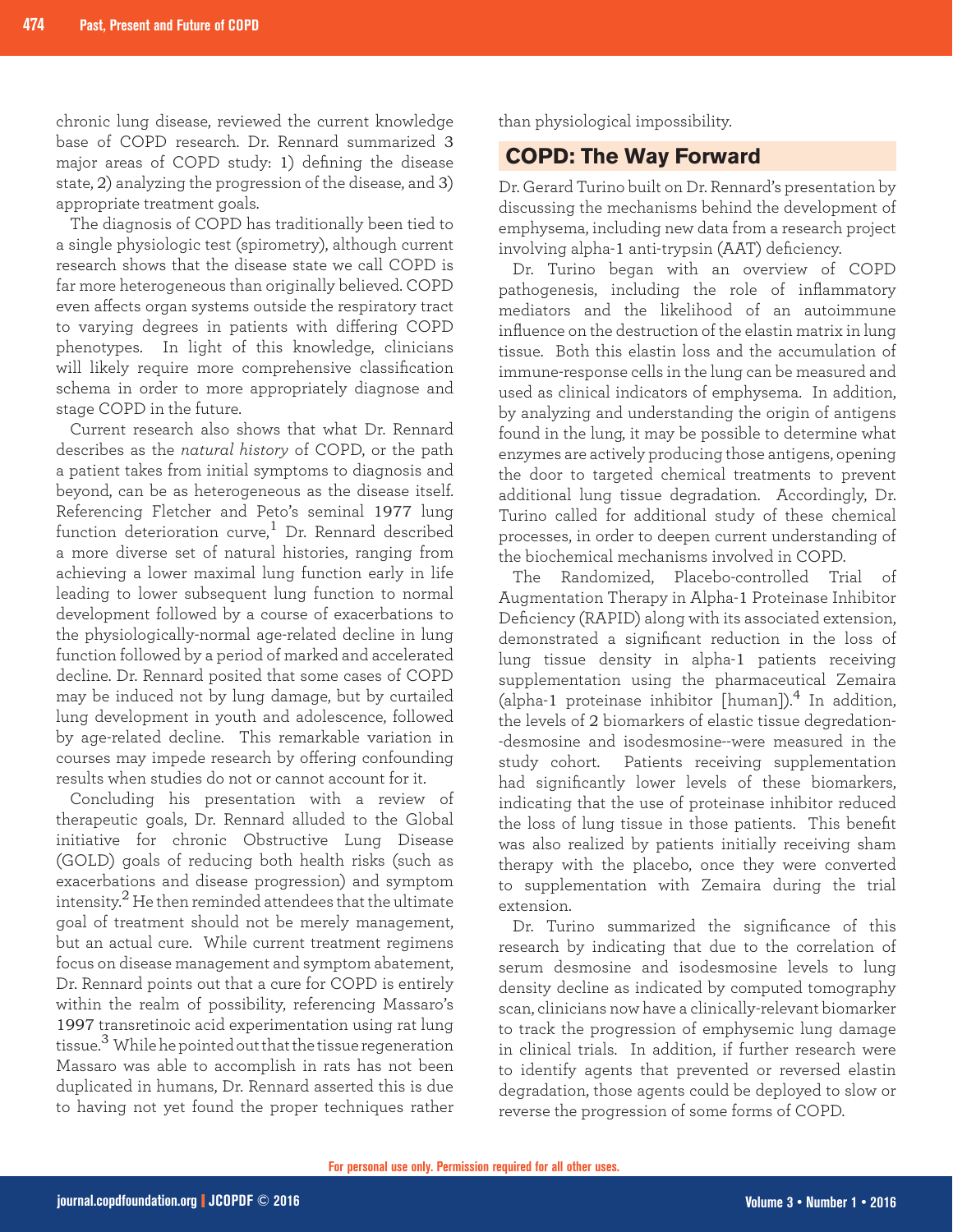chronic lung disease, reviewed the current knowledge base of COPD research. Dr. Rennard summarized 3 major areas of COPD study: 1) defining the disease state, 2) analyzing the progression of the disease, and 3) appropriate treatment goals.

The diagnosis of COPD has traditionally been tied to a single physiologic test (spirometry), although current research shows that the disease state we call COPD is far more heterogeneous than originally believed. COPD even affects organ systems outside the respiratory tract to varying degrees in patients with differing COPD phenotypes. In light of this knowledge, clinicians will likely require more comprehensive classification schema in order to more appropriately diagnose and stage COPD in the future.

Current research also shows that what Dr. Rennard describes as the *natural history* of COPD, or the path a patient takes from initial symptoms to diagnosis and beyond, can be as heterogeneous as the disease itself. Referencing Fletcher and Peto's seminal 1977 lung function deterioration curve,[1] Dr. Rennard described a more diverse set of natural histories, ranging from achieving a lower maximal lung function early in life leading to lower subsequent lung function to normal development followed by a course of exacerbations to the physiologically-normal age-related decline in lung function followed by a period of marked and accelerated decline. Dr. Rennard posited that some cases of COPD may be induced not by lung damage, but by curtailed lung development in youth and adolescence, followed by age-related decline. This remarkable variation in courses may impede research by offering confounding results when studies do not or cannot account for it.

Concluding his presentation with a review of therapeutic goals, Dr. Rennard alluded to the Global initiative for chronic Obstructive Lung Disease (GOLD) goals of reducing both health risks (such as exacerbations and disease progression) and symptom intensity.[2] He then reminded attendees that the ultimate goal of treatment should not be merely management, but an actual cure. While current treatment regimens focus on disease management and symptom abatement, Dr. Rennard points out that a cure for COPD is entirely within the realm of possibility, referencing Massaro's 1997 transretinoic acid experimentation using rat lung tissue.[3] While he pointed out that the tissue regeneration Massaro was able to accomplish in rats has not been duplicated in humans, Dr. Rennard asserted this is due to having not yet found the proper techniques rather than physiological impossibility.

## COPD: The Way Forward

Dr. Gerard Turino built on Dr. Rennard's presentation by discussing the mechanisms behind the development of emphysema, including new data from a research project involving alpha-1 anti-trypsin (AAT) deficiency.

Dr. Turino began with an overview of COPD pathogenesis, including the role of inflammatory mediators and the likelihood of an autoimmune influence on the destruction of the elastin matrix in lung tissue. Both this elastin loss and the accumulation of immune-response cells in the lung can be measured and used as clinical indicators of emphysema. In addition, by analyzing and understanding the origin of antigens found in the lung, it may be possible to determine what enzymes are actively producing those antigens, opening the door to targeted chemical treatments to prevent additional lung tissue degradation. Accordingly, Dr. Turino called for additional study of these chemical processes, in order to deepen current understanding of the biochemical mechanisms involved in COPD.

The Randomized, Placebo-controlled Trial of Augmentation Therapy in Alpha-1 Proteinase Inhibitor Deficiency (RAPID) along with its associated extension, demonstrated a significant reduction in the loss of lung tissue density in alpha-1 patients receiving supplementation using the pharmaceutical Zemaira (alpha-1 proteinase inhibitor [human]).[4] In addition, the levels of 2 biomarkers of elastic tissue degredation--desmosine and isodesmosine--were measured in the study cohort. Patients receiving supplementation had significantly lower levels of these biomarkers, indicating that the use of proteinase inhibitor reduced the loss of lung tissue in those patients. This benefit was also realized by patients initially receiving sham therapy with the placebo, once they were converted to supplementation with Zemaira during the trial extension.

Dr. Turino summarized the significance of this research by indicating that due to the correlation of serum desmosine and isodesmosine levels to lung density decline as indicated by computed tomography scan, clinicians now have a clinically-relevant biomarker to track the progression of emphysemic lung damage in clinical trials. In addition, if further research were to identify agents that prevented or reversed elastin degradation, those agents could be deployed to slow or reverse the progression of some forms of COPD.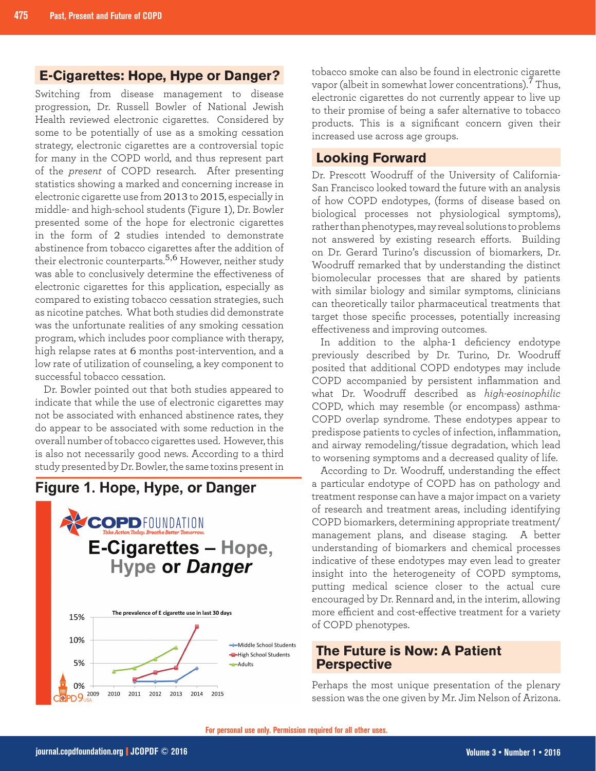## E-Cigarettes: Hope, Hype or Danger?

Switching from disease management to disease progression, Dr. Russell Bowler of National Jewish Health reviewed electronic cigarettes. Considered by some to be potentially of use as a smoking cessation strategy, electronic cigarettes are a controversial topic for many in the COPD world, and thus represent part of the *present* of COPD research. After presenting statistics showing a marked and concerning increase in electronic cigarette use from 2013 to 2015, especially in middle- and high-school students (Figure 1), Dr. Bowler presented some of the hope for electronic cigarettes in the form of 2 studies intended to demonstrate abstinence from tobacco cigarettes after the addition of their electronic counterparts.[5,6] However, neither study was able to conclusively determine the effectiveness of electronic cigarettes for this application, especially as compared to existing tobacco cessation strategies, such as nicotine patches. What both studies did demonstrate was the unfortunate realities of any smoking cessation program, which includes poor compliance with therapy, high relapse rates at 6 months post-intervention, and a low rate of utilization of counseling, a key component to successful tobacco cessation.

Dr. Bowler pointed out that both studies appeared to indicate that while the use of electronic cigarettes may not be associated with enhanced abstinence rates, they do appear to be associated with some reduction in the overall number of tobacco cigarettes used. However, this is also not necessarily good news. According to a third study presented by Dr. Bowler, the same toxins present in tobacco smoke can also be found in electronic cigarette vapor (albeit in somewhat lower concentrations).[7] Thus, electronic cigarettes do not currently appear to live up to their promise of being a safer alternative to tobacco products. This is a significant concern given their increased use across age groups.

### Figure 1. Hope, Hype, or Danger

COPD FOUNDATION — Take Action Today. Breathe Better Tomorrow.

**E-Cigarettes – Hope, Hype or *Danger***

The prevalence of E cigarette use in last 30 days

(Line chart, 2009–2015, 0%–15%: Middle School Students, High School Students, Adults)

COPD9 USA

## Looking Forward

Dr. Prescott Woodruff of the University of California-San Francisco looked toward the future with an analysis of how COPD endotypes, (forms of disease based on biological processes not physiological symptoms), rather than phenotypes, may reveal solutions to problems not answered by existing research efforts. Building on Dr. Gerard Turino's discussion of biomarkers, Dr. Woodruff remarked that by understanding the distinct biomolecular processes that are shared by patients with similar biology and similar symptoms, clinicians can theoretically tailor pharmaceutical treatments that target those specific processes, potentially increasing effectiveness and improving outcomes.

In addition to the alpha-1 deficiency endotype previously described by Dr. Turino, Dr. Woodruff posited that additional COPD endotypes may include COPD accompanied by persistent inflammation and what Dr. Woodruff described as *high-eosinophilic* COPD, which may resemble (or encompass) asthma-COPD overlap syndrome. These endotypes appear to predispose patients to cycles of infection, inflammation, and airway remodeling/tissue degradation, which lead to worsening symptoms and a decreased quality of life.

According to Dr. Woodruff, understanding the effect a particular endotype of COPD has on pathology and treatment response can have a major impact on a variety of research and treatment areas, including identifying COPD biomarkers, determining appropriate treatment/management plans, and disease staging. A better understanding of biomarkers and chemical processes indicative of these endotypes may even lead to greater insight into the heterogeneity of COPD symptoms, putting medical science closer to the actual cure encouraged by Dr. Rennard and, in the interim, allowing more efficient and cost-effective treatment for a variety of COPD phenotypes.

## The Future is Now: A Patient Perspective

Perhaps the most unique presentation of the plenary session was the one given by Mr. Jim Nelson of Arizona.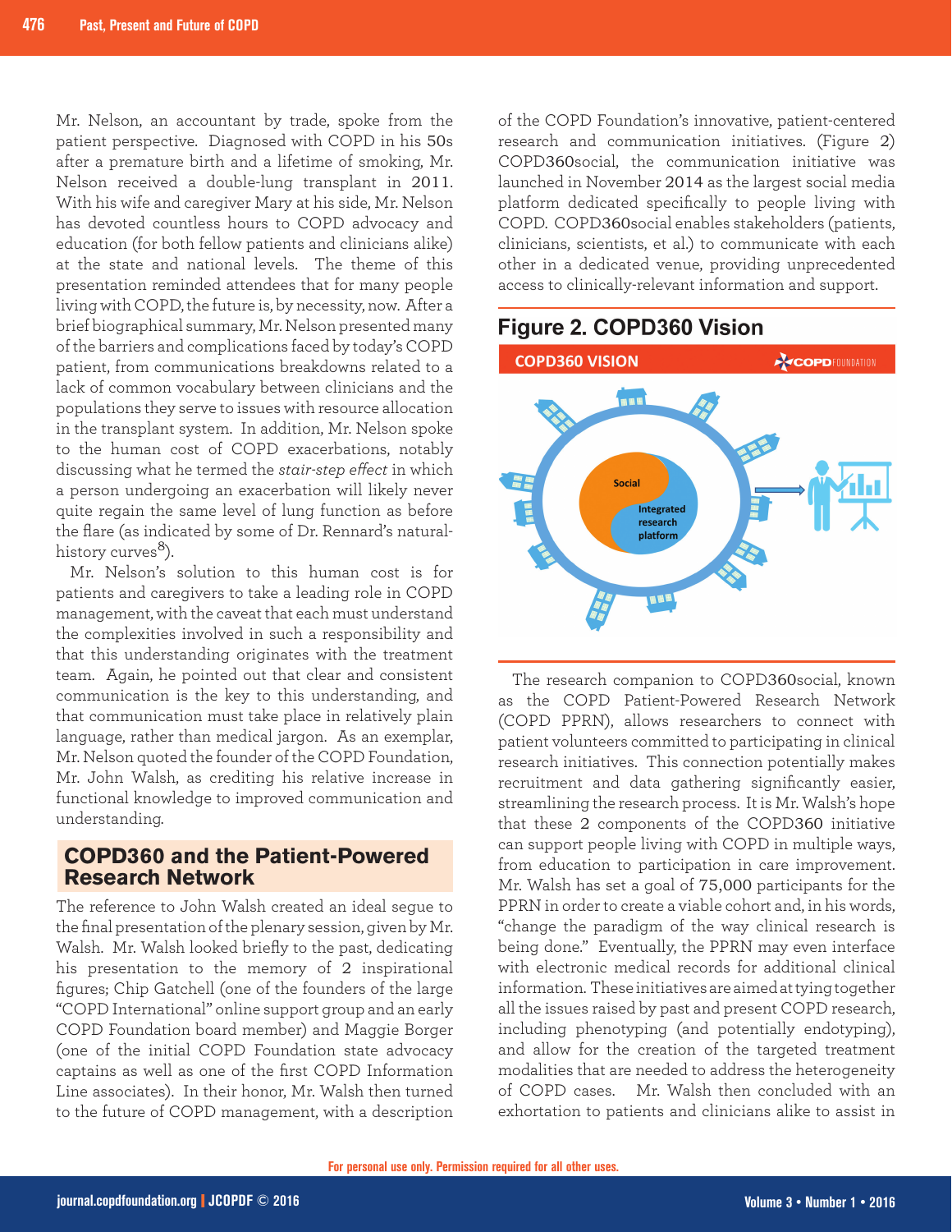Mr. Nelson, an accountant by trade, spoke from the patient perspective. Diagnosed with COPD in his 50s after a premature birth and a lifetime of smoking, Mr. Nelson received a double-lung transplant in 2011. With his wife and caregiver Mary at his side, Mr. Nelson has devoted countless hours to COPD advocacy and education (for both fellow patients and clinicians alike) at the state and national levels. The theme of this presentation reminded attendees that for many people living with COPD, the future is, by necessity, now. After a brief biographical summary, Mr. Nelson presented many of the barriers and complications faced by today's COPD patient, from communications breakdowns related to a lack of common vocabulary between clinicians and the populations they serve to issues with resource allocation in the transplant system. In addition, Mr. Nelson spoke to the human cost of COPD exacerbations, notably discussing what he termed the *stair-step effect* in which a person undergoing an exacerbation will likely never quite regain the same level of lung function as before the flare (as indicated by some of Dr. Rennard's natural-history curves[8]).

Mr. Nelson's solution to this human cost is for patients and caregivers to take a leading role in COPD management, with the caveat that each must understand the complexities involved in such a responsibility and that this understanding originates with the treatment team. Again, he pointed out that clear and consistent communication is the key to this understanding, and that communication must take place in relatively plain language, rather than medical jargon. As an exemplar, Mr. Nelson quoted the founder of the COPD Foundation, Mr. John Walsh, as crediting his relative increase in functional knowledge to improved communication and understanding.

## COPD360 and the Patient-Powered Research Network

The reference to John Walsh created an ideal segue to the final presentation of the plenary session, given by Mr. Walsh. Mr. Walsh looked briefly to the past, dedicating his presentation to the memory of 2 inspirational figures; Chip Gatchell (one of the founders of the large "COPD International" online support group and an early COPD Foundation board member) and Maggie Borger (one of the initial COPD Foundation state advocacy captains as well as one of the first COPD Information Line associates). In their honor, Mr. Walsh then turned to the future of COPD management, with a description of the COPD Foundation's innovative, patient-centered research and communication initiatives. (Figure 2) COPD360social, the communication initiative was launched in November 2014 as the largest social media platform dedicated specifically to people living with COPD. COPD360social enables stakeholders (patients, clinicians, scientists, et al.) to communicate with each other in a dedicated venue, providing unprecedented access to clinically-relevant information and support.

### Figure 2. COPD360 Vision

The research companion to COPD360social, known as the COPD Patient-Powered Research Network (COPD PPRN), allows researchers to connect with patient volunteers committed to participating in clinical research initiatives. This connection potentially makes recruitment and data gathering significantly easier, streamlining the research process. It is Mr. Walsh's hope that these 2 components of the COPD360 initiative can support people living with COPD in multiple ways, from education to participation in care improvement. Mr. Walsh has set a goal of 75,000 participants for the PPRN in order to create a viable cohort and, in his words, "change the paradigm of the way clinical research is being done." Eventually, the PPRN may even interface with electronic medical records for additional clinical information. These initiatives are aimed at tying together all the issues raised by past and present COPD research, including phenotyping (and potentially endotyping), and allow for the creation of the targeted treatment modalities that are needed to address the heterogeneity of COPD cases. Mr. Walsh then concluded with an exhortation to patients and clinicians alike to assist in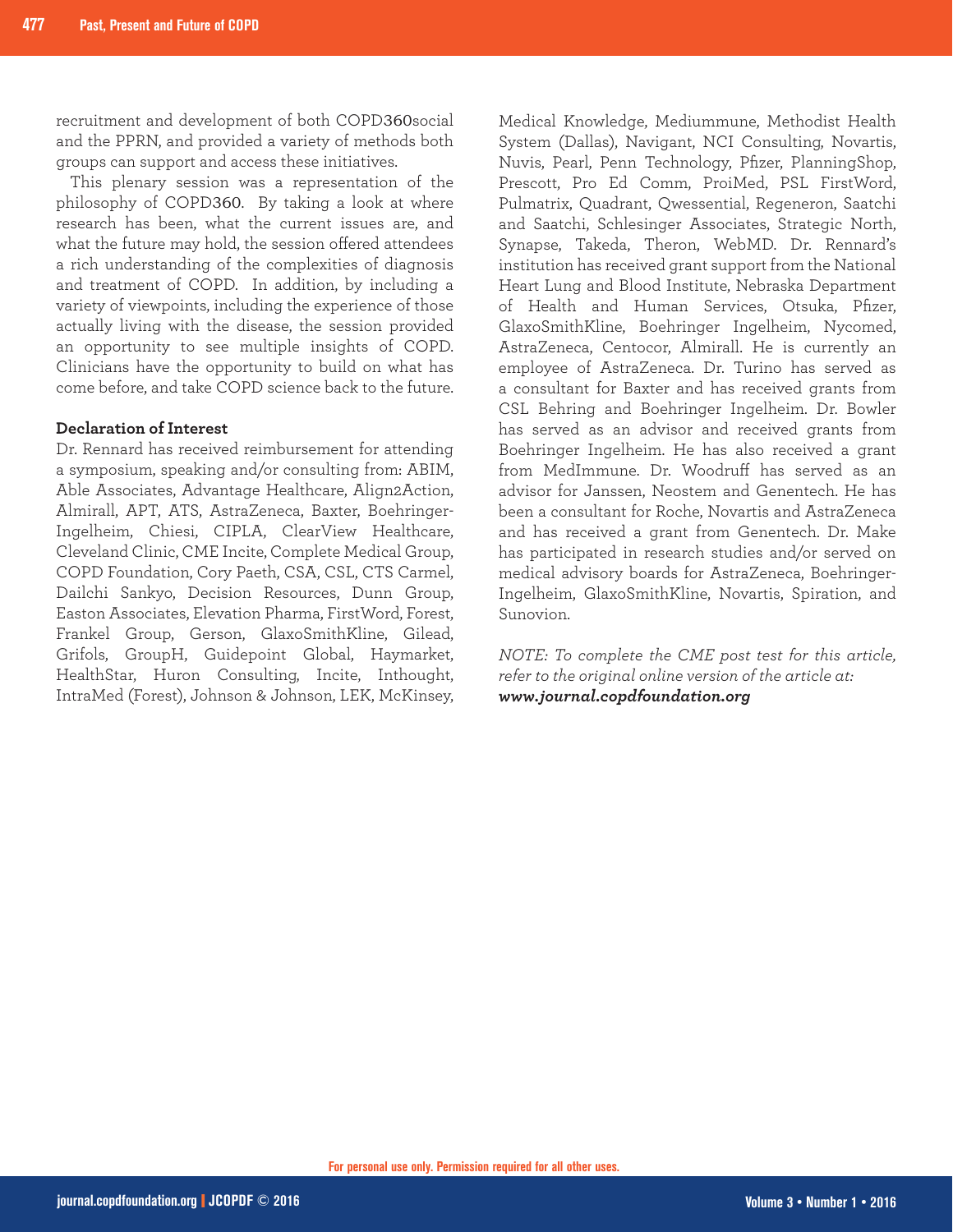recruitment and development of both COPD360social and the PPRN, and provided a variety of methods both groups can support and access these initiatives.

This plenary session was a representation of the philosophy of COPD360. By taking a look at where research has been, what the current issues are, and what the future may hold, the session offered attendees a rich understanding of the complexities of diagnosis and treatment of COPD. In addition, by including a variety of viewpoints, including the experience of those actually living with the disease, the session provided an opportunity to see multiple insights of COPD. Clinicians have the opportunity to build on what has come before, and take COPD science back to the future.

### Declaration of Interest

Dr. Rennard has received reimbursement for attending a symposium, speaking and/or consulting from: ABIM, Able Associates, Advantage Healthcare, Align2Action, Almirall, APT, ATS, AstraZeneca, Baxter, Boehringer-Ingelheim, Chiesi, CIPLA, ClearView Healthcare, Cleveland Clinic, CME Incite, Complete Medical Group, COPD Foundation, Cory Paeth, CSA, CSL, CTS Carmel, Dailchi Sankyo, Decision Resources, Dunn Group, Easton Associates, Elevation Pharma, FirstWord, Forest, Frankel Group, Gerson, GlaxoSmithKline, Gilead, Grifols, GroupH, Guidepoint Global, Haymarket, HealthStar, Huron Consulting, Incite, Inthought, IntraMed (Forest), Johnson & Johnson, LEK, McKinsey, Medical Knowledge, Mediummune, Methodist Health System (Dallas), Navigant, NCI Consulting, Novartis, Nuvis, Pearl, Penn Technology, Pfizer, PlanningShop, Prescott, Pro Ed Comm, ProiMed, PSL FirstWord, Pulmatrix, Quadrant, Qwessential, Regeneron, Saatchi and Saatchi, Schlesinger Associates, Strategic North, Synapse, Takeda, Theron, WebMD. Dr. Rennard's institution has received grant support from the National Heart Lung and Blood Institute, Nebraska Department of Health and Human Services, Otsuka, Pfizer, GlaxoSmithKline, Boehringer Ingelheim, Nycomed, AstraZeneca, Centocor, Almirall. He is currently an employee of AstraZeneca. Dr. Turino has served as a consultant for Baxter and has received grants from CSL Behring and Boehringer Ingelheim. Dr. Bowler has served as an advisor and received grants from Boehringer Ingelheim. He has also received a grant from MedImmune. Dr. Woodruff has served as an advisor for Janssen, Neostem and Genentech. He has been a consultant for Roche, Novartis and AstraZeneca and has received a grant from Genentech. Dr. Make has participated in research studies and/or served on medical advisory boards for AstraZeneca, Boehringer-Ingelheim, GlaxoSmithKline, Novartis, Spiration, and Sunovion.

*NOTE: To complete the CME post test for this article, refer to the original online version of the article at:* ***www.journal.copdfoundation.org***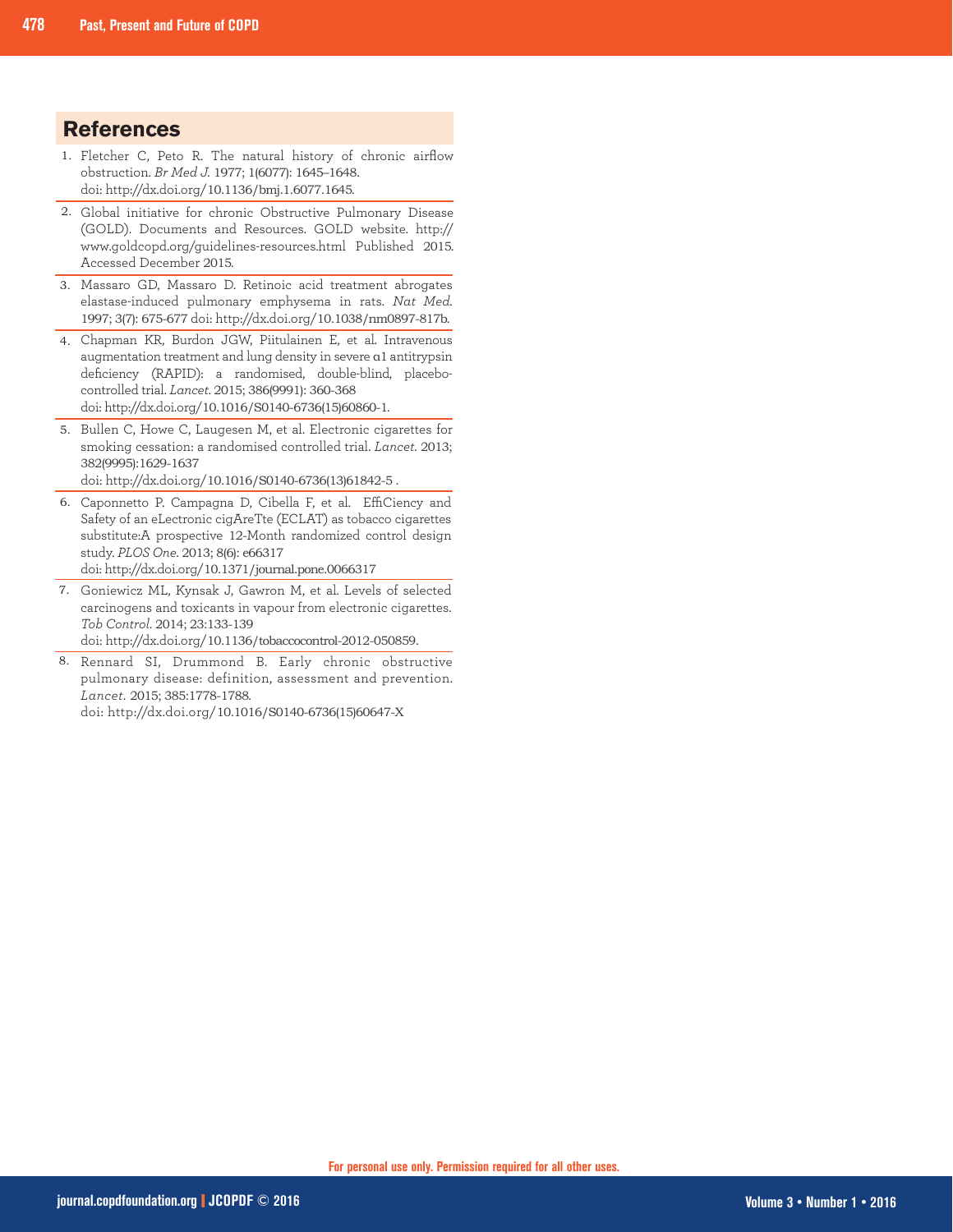## References

1. Fletcher C, Peto R. The natural history of chronic airflow obstruction. *Br Med J.* 1977; 1(6077): 1645–1648. doi: http://dx.doi.org/10.1136/bmj.1.6077.1645.
2. Global initiative for chronic Obstructive Pulmonary Disease (GOLD). Documents and Resources. GOLD website. http://www.goldcopd.org/guidelines-resources.html Published 2015. Accessed December 2015.
3. Massaro GD, Massaro D. Retinoic acid treatment abrogates elastase-induced pulmonary emphysema in rats. *Nat Med.* 1997; 3(7): 675-677 doi: http://dx.doi.org/10.1038/nm0897-817b.
4. Chapman KR, Burdon JGW, Piitulainen E, et al. Intravenous augmentation treatment and lung density in severe α1 antitrypsin deficiency (RAPID): a randomised, double-blind, placebo-controlled trial. *Lancet.* 2015; 386(9991): 360-368 doi: http://dx.doi.org/10.1016/S0140-6736(15)60860-1.
5. Bullen C, Howe C, Laugesen M, et al. Electronic cigarettes for smoking cessation: a randomised controlled trial. *Lancet.* 2013; 382(9995):1629-1637 doi: http://dx.doi.org/10.1016/S0140-6736(13)61842-5 .
6. Caponnetto P. Campagna D, Cibella F, et al. EffiCiency and Safety of an eLectronic cigAreTte (ECLAT) as tobacco cigarettes substitute:A prospective 12-Month randomized control design study. *PLOS One.* 2013; 8(6): e66317 doi: http://dx.doi.org/10.1371/journal.pone.0066317
7. Goniewicz ML, Kynsak J, Gawron M, et al. Levels of selected carcinogens and toxicants in vapour from electronic cigarettes. *Tob Control.* 2014; 23:133-139 doi: http://dx.doi.org/10.1136/tobaccocontrol-2012-050859.
8. Rennard SI, Drummond B. Early chronic obstructive pulmonary disease: definition, assessment and prevention. *Lancet.* 2015; 385:1778-1788. doi: http://dx.doi.org/10.1016/S0140-6736(15)60647-X